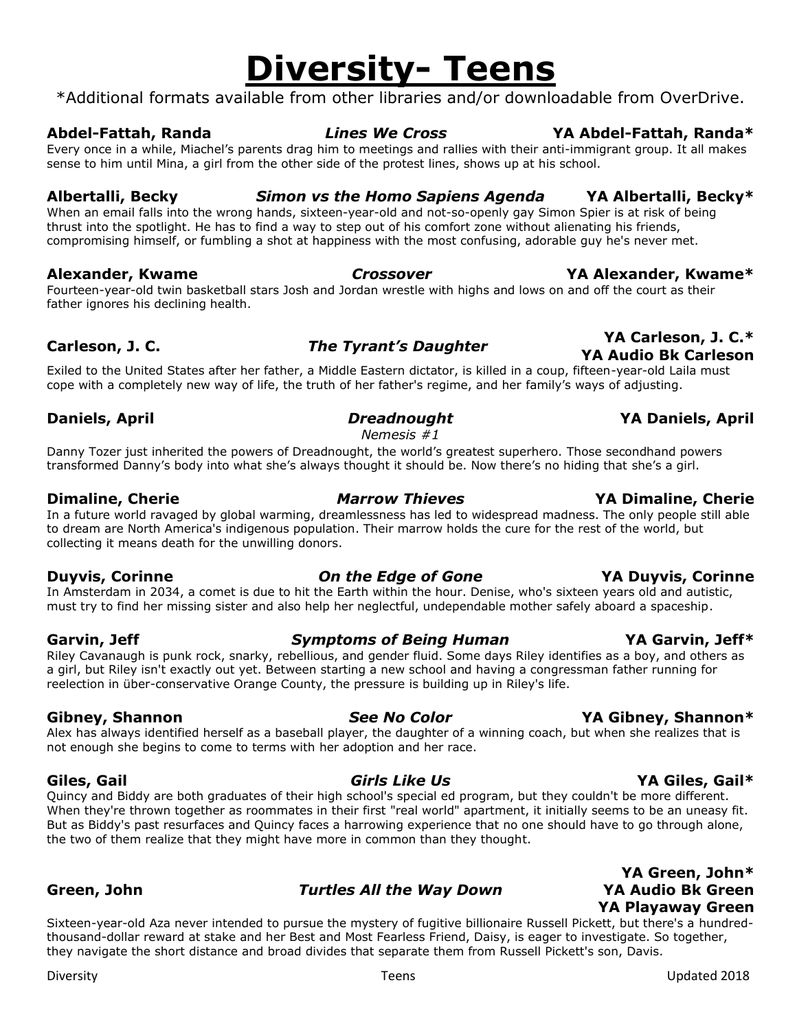# Diversity- Teens

*Additional formats available from other libraries and/or downloadable from OverDrive.

**Abdel-Fattah, Randa** — ***Lines We Cross*** — **YA Abdel-Fattah, Randa***

Every once in a while, Miachel's parents drag him to meetings and rallies with their anti-immigrant group. It all makes sense to him until Mina, a girl from the other side of the protest lines, shows up at his school.

**Albertalli, Becky** — ***Simon vs the Homo Sapiens Agenda*** — **YA Albertalli, Becky***

When an email falls into the wrong hands, sixteen-year-old and not-so-openly gay Simon Spier is at risk of being thrust into the spotlight. He has to find a way to step out of his comfort zone without alienating his friends, compromising himself, or fumbling a shot at happiness with the most confusing, adorable guy he's never met.

**Alexander, Kwame** — ***Crossover*** — **YA Alexander, Kwame***

Fourteen-year-old twin basketball stars Josh and Jordan wrestle with highs and lows on and off the court as their father ignores his declining health.

**Carleson, J. C.** — ***The Tyrant's Daughter*** — **YA Carleson, J. C.*** / **YA Audio Bk Carleson**

Exiled to the United States after her father, a Middle Eastern dictator, is killed in a coup, fifteen-year-old Laila must cope with a completely new way of life, the truth of her father's regime, and her family's ways of adjusting.

**Daniels, April** — ***Dreadnought*** *Nemesis #1* — **YA Daniels, April**

Danny Tozer just inherited the powers of Dreadnought, the world's greatest superhero. Those secondhand powers transformed Danny's body into what she's always thought it should be. Now there's no hiding that she's a girl.

**Dimaline, Cherie** — ***Marrow Thieves*** — **YA Dimaline, Cherie**

In a future world ravaged by global warming, dreamlessness has led to widespread madness. The only people still able to dream are North America's indigenous population. Their marrow holds the cure for the rest of the world, but collecting it means death for the unwilling donors.

**Duyvis, Corinne** — ***On the Edge of Gone*** — **YA Duyvis, Corinne**

In Amsterdam in 2034, a comet is due to hit the Earth within the hour. Denise, who's sixteen years old and autistic, must try to find her missing sister and also help her neglectful, undependable mother safely aboard a spaceship.

**Garvin, Jeff** — ***Symptoms of Being Human*** — **YA Garvin, Jeff***

Riley Cavanaugh is punk rock, snarky, rebellious, and gender fluid. Some days Riley identifies as a boy, and others as a girl, but Riley isn't exactly out yet. Between starting a new school and having a congressman father running for reelection in über-conservative Orange County, the pressure is building up in Riley's life.

**Gibney, Shannon** — ***See No Color*** — **YA Gibney, Shannon***

Alex has always identified herself as a baseball player, the daughter of a winning coach, but when she realizes that is not enough she begins to come to terms with her adoption and her race.

**Giles, Gail** — ***Girls Like Us*** — **YA Giles, Gail***

Quincy and Biddy are both graduates of their high school's special ed program, but they couldn't be more different. When they're thrown together as roommates in their first "real world" apartment, it initially seems to be an uneasy fit. But as Biddy's past resurfaces and Quincy faces a harrowing experience that no one should have to go through alone, the two of them realize that they might have more in common than they thought.

**Green, John** — ***Turtles All the Way Down*** — **YA Green, John*** / **YA Audio Bk Green** / **YA Playaway Green**

Sixteen-year-old Aza never intended to pursue the mystery of fugitive billionaire Russell Pickett, but there's a hundred-thousand-dollar reward at stake and her Best and Most Fearless Friend, Daisy, is eager to investigate. So together, they navigate the short distance and broad divides that separate them from Russell Pickett's son, Davis.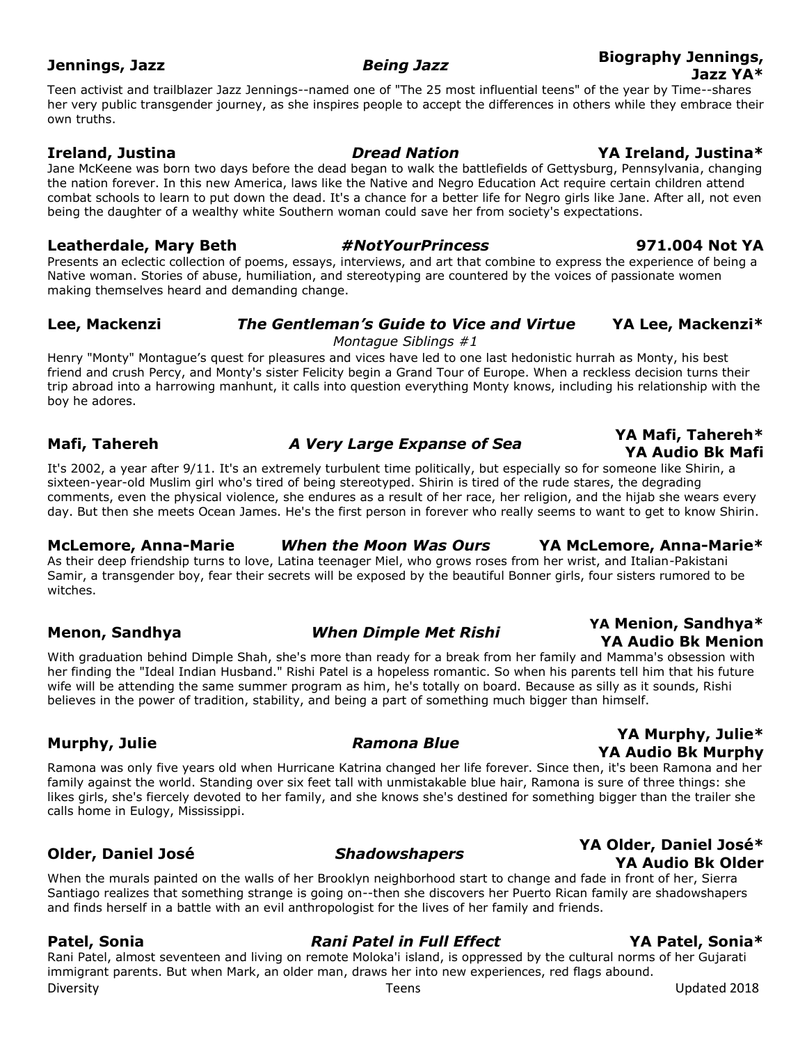**Jennings, Jazz** — ***Being Jazz*** — **Biography Jennings, Jazz YA***

Teen activist and trailblazer Jazz Jennings--named one of "The 25 most influential teens" of the year by Time--shares her very public transgender journey, as she inspires people to accept the differences in others while they embrace their own truths.

**Ireland, Justina** — ***Dread Nation*** — **YA Ireland, Justina***

Jane McKeene was born two days before the dead began to walk the battlefields of Gettysburg, Pennsylvania, changing the nation forever. In this new America, laws like the Native and Negro Education Act require certain children attend combat schools to learn to put down the dead. It's a chance for a better life for Negro girls like Jane. After all, not even being the daughter of a wealthy white Southern woman could save her from society's expectations.

**Leatherdale, Mary Beth** — ***#NotYourPrincess*** — **971.004 Not YA**

Presents an eclectic collection of poems, essays, interviews, and art that combine to express the experience of being a Native woman. Stories of abuse, humiliation, and stereotyping are countered by the voices of passionate women making themselves heard and demanding change.

**Lee, Mackenzi** — ***The Gentleman's Guide to Vice and Virtue*** — **YA Lee, Mackenzi***

*Montague Siblings #1*

Henry "Monty" Montague's quest for pleasures and vices have led to one last hedonistic hurrah as Monty, his best friend and crush Percy, and Monty's sister Felicity begin a Grand Tour of Europe. When a reckless decision turns their trip abroad into a harrowing manhunt, it calls into question everything Monty knows, including his relationship with the boy he adores.

**Mafi, Tahereh** — ***A Very Large Expanse of Sea*** — **YA Mafi, Tahereh* / YA Audio Bk Mafi**

It's 2002, a year after 9/11. It's an extremely turbulent time politically, but especially so for someone like Shirin, a sixteen-year-old Muslim girl who's tired of being stereotyped. Shirin is tired of the rude stares, the degrading comments, even the physical violence, she endures as a result of her race, her religion, and the hijab she wears every day. But then she meets Ocean James. He's the first person in forever who really seems to want to get to know Shirin.

**McLemore, Anna-Marie** — ***When the Moon Was Ours*** — **YA McLemore, Anna-Marie***

As their deep friendship turns to love, Latina teenager Miel, who grows roses from her wrist, and Italian-Pakistani Samir, a transgender boy, fear their secrets will be exposed by the beautiful Bonner girls, four sisters rumored to be witches.

**Menon, Sandhya** — ***When Dimple Met Rishi*** — **YA Menion, Sandhya* / YA Audio Bk Menion**

With graduation behind Dimple Shah, she's more than ready for a break from her family and Mamma's obsession with her finding the "Ideal Indian Husband." Rishi Patel is a hopeless romantic. So when his parents tell him that his future wife will be attending the same summer program as him, he's totally on board. Because as silly as it sounds, Rishi believes in the power of tradition, stability, and being a part of something much bigger than himself.

**Murphy, Julie** — ***Ramona Blue*** — **YA Murphy, Julie* / YA Audio Bk Murphy**

Ramona was only five years old when Hurricane Katrina changed her life forever. Since then, it's been Ramona and her family against the world. Standing over six feet tall with unmistakable blue hair, Ramona is sure of three things: she likes girls, she's fiercely devoted to her family, and she knows she's destined for something bigger than the trailer she calls home in Eulogy, Mississippi.

**Older, Daniel José** — ***Shadowshapers*** — **YA Older, Daniel José* / YA Audio Bk Older**

When the murals painted on the walls of her Brooklyn neighborhood start to change and fade in front of her, Sierra Santiago realizes that something strange is going on--then she discovers her Puerto Rican family are shadowshapers and finds herself in a battle with an evil anthropologist for the lives of her family and friends.

**Patel, Sonia** — ***Rani Patel in Full Effect*** — **YA Patel, Sonia***

Rani Patel, almost seventeen and living on remote Moloka'i island, is oppressed by the cultural norms of her Gujarati immigrant parents. But when Mark, an older man, draws her into new experiences, red flags abound.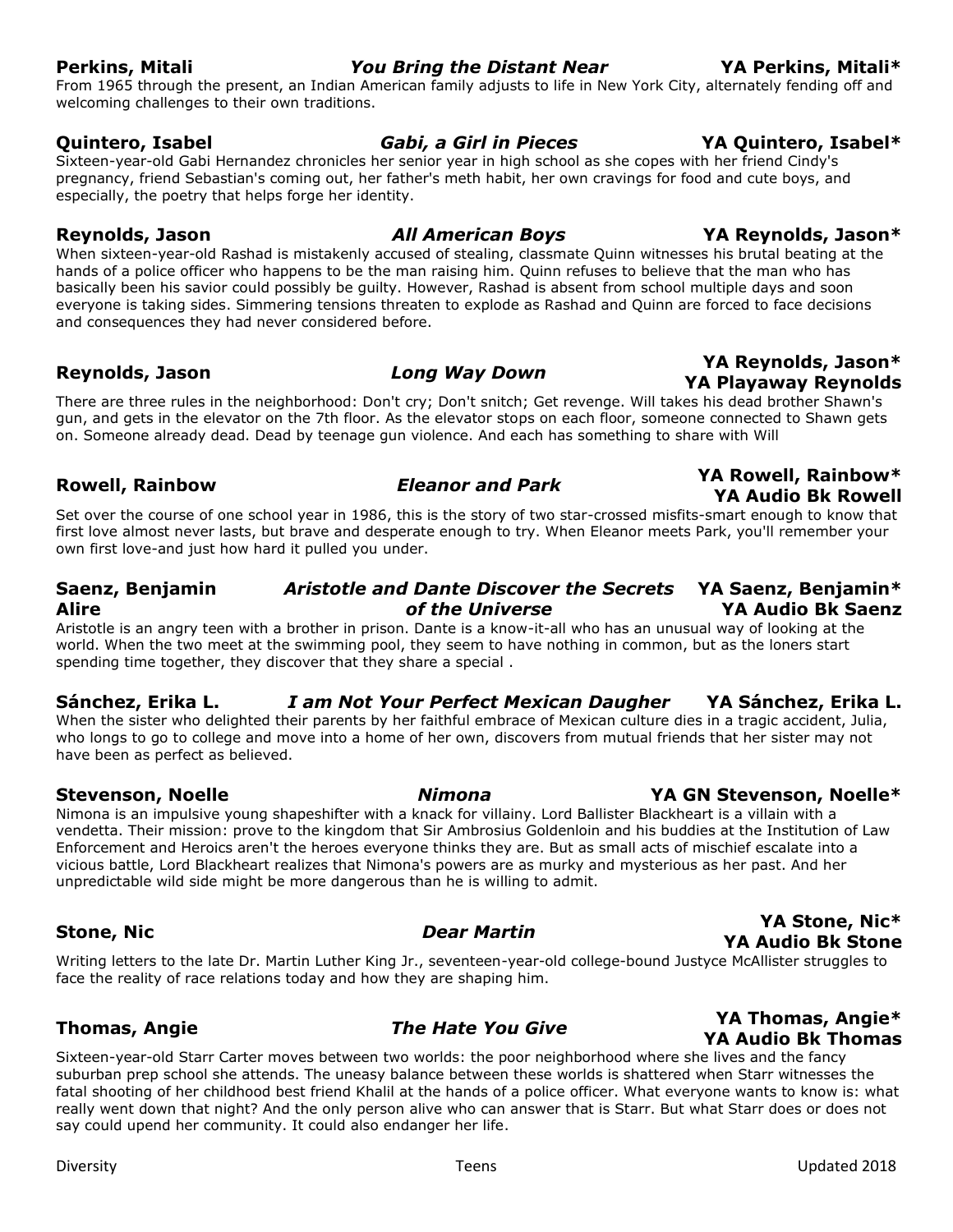**Perkins, Mitali** — ***You Bring the Distant Near*** — **YA Perkins, Mitali***

From 1965 through the present, an Indian American family adjusts to life in New York City, alternately fending off and welcoming challenges to their own traditions.

**Quintero, Isabel** — ***Gabi, a Girl in Pieces*** — **YA Quintero, Isabel***

Sixteen-year-old Gabi Hernandez chronicles her senior year in high school as she copes with her friend Cindy's pregnancy, friend Sebastian's coming out, her father's meth habit, her own cravings for food and cute boys, and especially, the poetry that helps forge her identity.

**Reynolds, Jason** — ***All American Boys*** — **YA Reynolds, Jason***

When sixteen-year-old Rashad is mistakenly accused of stealing, classmate Quinn witnesses his brutal beating at the hands of a police officer who happens to be the man raising him. Quinn refuses to believe that the man who has basically been his savior could possibly be guilty. However, Rashad is absent from school multiple days and soon everyone is taking sides. Simmering tensions threaten to explode as Rashad and Quinn are forced to face decisions and consequences they had never considered before.

**Reynolds, Jason** — ***Long Way Down*** — **YA Reynolds, Jason***, **YA Playaway Reynolds**

There are three rules in the neighborhood: Don't cry; Don't snitch; Get revenge. Will takes his dead brother Shawn's gun, and gets in the elevator on the 7th floor. As the elevator stops on each floor, someone connected to Shawn gets on. Someone already dead. Dead by teenage gun violence. And each has something to share with Will

**Rowell, Rainbow** — ***Eleanor and Park*** — **YA Rowell, Rainbow***, **YA Audio Bk Rowell**

Set over the course of one school year in 1986, this is the story of two star-crossed misfits-smart enough to know that first love almost never lasts, but brave and desperate enough to try. When Eleanor meets Park, you'll remember your own first love-and just how hard it pulled you under.

**Saenz, Benjamin Alire** — ***Aristotle and Dante Discover the Secrets of the Universe*** — **YA Saenz, Benjamin***, **YA Audio Bk Saenz**

Aristotle is an angry teen with a brother in prison. Dante is a know-it-all who has an unusual way of looking at the world. When the two meet at the swimming pool, they seem to have nothing in common, but as the loners start spending time together, they discover that they share a special .

**Sánchez, Erika L.** — ***I am Not Your Perfect Mexican Daugher*** — **YA Sánchez, Erika L.**

When the sister who delighted their parents by her faithful embrace of Mexican culture dies in a tragic accident, Julia, who longs to go to college and move into a home of her own, discovers from mutual friends that her sister may not have been as perfect as believed.

**Stevenson, Noelle** — ***Nimona*** — **YA GN Stevenson, Noelle***

Nimona is an impulsive young shapeshifter with a knack for villainy. Lord Ballister Blackheart is a villain with a vendetta. Their mission: prove to the kingdom that Sir Ambrosius Goldenloin and his buddies at the Institution of Law Enforcement and Heroics aren't the heroes everyone thinks they are. But as small acts of mischief escalate into a vicious battle, Lord Blackheart realizes that Nimona's powers are as murky and mysterious as her past. And her unpredictable wild side might be more dangerous than he is willing to admit.

**Stone, Nic** — ***Dear Martin*** — **YA Stone, Nic***, **YA Audio Bk Stone**

Writing letters to the late Dr. Martin Luther King Jr., seventeen-year-old college-bound Justyce McAllister struggles to face the reality of race relations today and how they are shaping him.

**Thomas, Angie** — ***The Hate You Give*** — **YA Thomas, Angie***, **YA Audio Bk Thomas**

Sixteen-year-old Starr Carter moves between two worlds: the poor neighborhood where she lives and the fancy suburban prep school she attends. The uneasy balance between these worlds is shattered when Starr witnesses the fatal shooting of her childhood best friend Khalil at the hands of a police officer. What everyone wants to know is: what really went down that night? And the only person alive who can answer that is Starr. But what Starr does or does not say could upend her community. It could also endanger her life.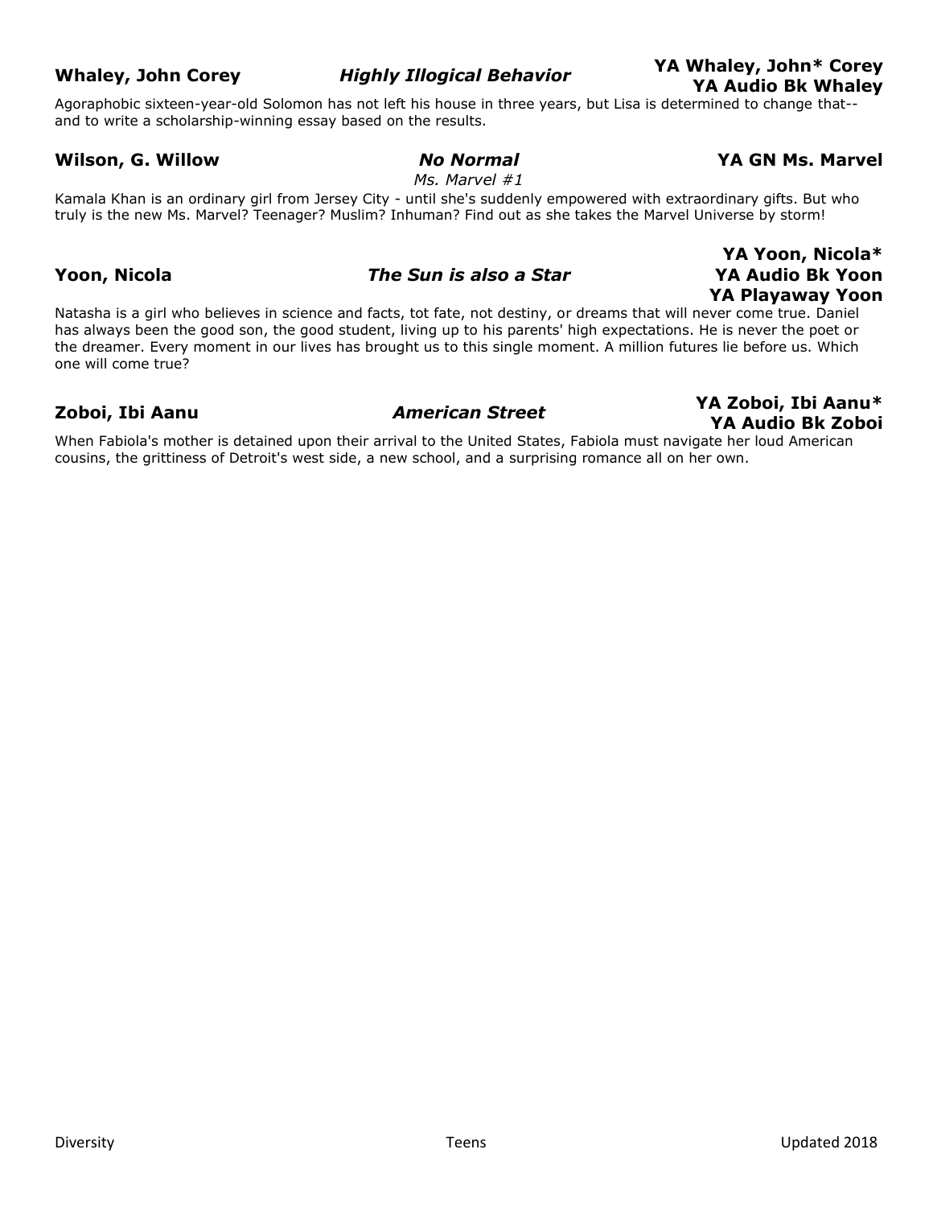**Whaley, John Corey** — ***Highly Illogical Behavior*** — **YA Whaley, John* Corey**
**YA Audio Bk Whaley**

Agoraphobic sixteen-year-old Solomon has not left his house in three years, but Lisa is determined to change that--and to write a scholarship-winning essay based on the results.

**Wilson, G. Willow** — ***No Normal*** — **YA GN Ms. Marvel**
*Ms. Marvel #1*

Kamala Khan is an ordinary girl from Jersey City - until she's suddenly empowered with extraordinary gifts. But who truly is the new Ms. Marvel? Teenager? Muslim? Inhuman? Find out as she takes the Marvel Universe by storm!

**Yoon, Nicola** — ***The Sun is also a Star*** — **YA Yoon, Nicola***
**YA Audio Bk Yoon**
**YA Playaway Yoon**

Natasha is a girl who believes in science and facts, tot fate, not destiny, or dreams that will never come true. Daniel has always been the good son, the good student, living up to his parents' high expectations. He is never the poet or the dreamer. Every moment in our lives has brought us to this single moment. A million futures lie before us. Which one will come true?

**Zoboi, Ibi Aanu** — ***American Street*** — **YA Zoboi, Ibi Aanu***
**YA Audio Bk Zoboi**

When Fabiola's mother is detained upon their arrival to the United States, Fabiola must navigate her loud American cousins, the grittiness of Detroit's west side, a new school, and a surprising romance all on her own.